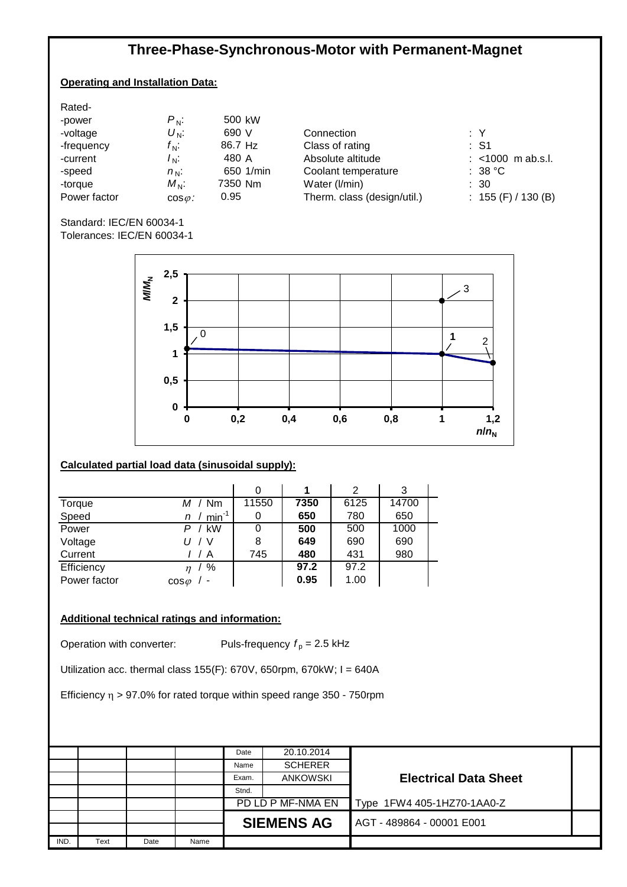# Three-Phase-Synchronous-Motor with Permanent-Magnet

## Operating and Installation Data:

Rated-

| | | | | |
|---|---|---|---|---|
| -power | $P_N$: | 500 kW | | |
| -voltage | $U_N$: | 690 V | Connection | : Y |
| -frequency | $f_N$: | 86.7 Hz | Class of rating | : S1 |
| -current | $I_N$: | 480 A | Absolute altitude | : <1000 m ab.s.l. |
| -speed | $n_N$: | 650 1/min | Coolant temperature | : 38 °C |
| -torque | $M_N$: | 7350 Nm | Water (l/min) | : 30 |
| Power factor | $\cos\varphi$: | 0.95 | Therm. class (design/util.) | : 155 (F) / 130 (B) |

Standard: IEC/EN 60034-1
Tolerances: IEC/EN 60034-1

## Calculated partial load data (sinusoidal supply):

| | | 0 | **1** | 2 | 3 |
|---|---|---|---|---|---|
| Torque | $M$ / Nm | 11550 | **7350** | 6125 | 14700 |
| Speed | $n$ / $\text{min}^{-1}$ | 0 | **650** | 780 | 650 |
| Power | $P$ / kW | 0 | **500** | 500 | 1000 |
| Voltage | $U$ / V | 8 | **649** | 690 | 690 |
| Current | $I$ / A | 745 | **480** | 431 | 980 |
| Efficiency | $\eta$ / % | | **97.2** | 97.2 | |
| Power factor | $\cos\varphi$ / - | | **0.95** | 1.00 | |

## Additional technical ratings and information:

Operation with converter: Puls-frequency $f_p$ = 2.5 kHz

Utilization acc. thermal class 155(F): 670V, 650rpm, 670kW; I = 640A

Efficiency $\eta$ > 97.0% for rated torque within speed range 350 - 750rpm

| | |
|---|---|
| Date | 20.10.2014 |
| Name | SCHERER |
| Exam. | ANKOWSKI |
| Stnd. | |
| PD LD P MF-NMA EN | |
| SIEMENS AG | |

**Electrical Data Sheet**

Type 1FW4 405-1HZ70-1AA0-Z

AGT - 489864 - 00001 E001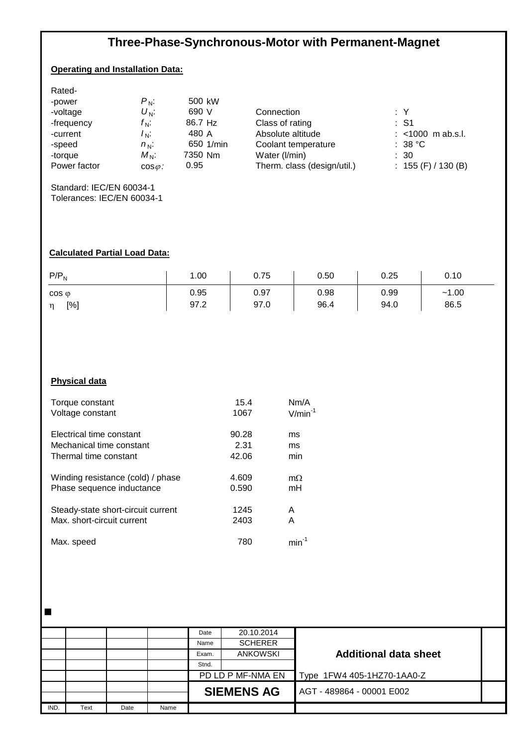# Three-Phase-Synchronous-Motor with Permanent-Magnet

**Operating and Installation Data:**

Rated-

| | | | | |
|---|---|---|---|---|
| -power | $P_N$: | 500 kW | | |
| -voltage | $U_N$: | 690 V | Connection | : Y |
| -frequency | $f_N$: | 86.7 Hz | Class of rating | : S1 |
| -current | $I_N$: | 480 A | Absolute altitude | : <1000 m ab.s.l. |
| -speed | $n_N$: | 650 1/min | Coolant temperature | : 38 °C |
| -torque | $M_N$: | 7350 Nm | Water (l/min) | : 30 |
| Power factor | $\cos\varphi$: | 0.95 | Therm. class (design/util.) | : 155 (F) / 130 (B) |

Standard: IEC/EN 60034-1
Tolerances: IEC/EN 60034-1

**Calculated Partial Load Data:**

| $P/P_N$ | 1.00 | 0.75 | 0.50 | 0.25 | 0.10 |
|---|---|---|---|---|---|
| $\cos\varphi$ | 0.95 | 0.97 | 0.98 | 0.99 | ~1.00 |
| $\eta$ [%] | 97.2 | 97.0 | 96.4 | 94.0 | 86.5 |

**Physical data**

| | | |
|---|---|---|
| Torque constant | 15.4 | Nm/A |
| Voltage constant | 1067 | $V/min^{-1}$ |
| Electrical time constant | 90.28 | ms |
| Mechanical time constant | 2.31 | ms |
| Thermal time constant | 42.06 | min |
| Winding resistance (cold) / phase | 4.609 | mΩ |
| Phase sequence inductance | 0.590 | mH |
| Steady-state short-circuit current | 1245 | A |
| Max. short-circuit current | 2403 | A |
| Max. speed | 780 | $min^{-1}$ |

| | | | | | | |
|---|---|---|---|---|---|---|
| | | | | Date | 20.10.2014 | |
| | | | | Name | SCHERER | |
| | | | | Exam. | ANKOWSKI | **Additional data sheet** |
| | | | | Stnd. | | |
| | | | | PD LD P MF-NMA EN | | Type 1FW4 405-1HZ70-1AA0-Z |
| | | | | **SIEMENS AG** | | AGT - 489864 - 00001 E002 |
| IND. | Text | Date | Name | | | |